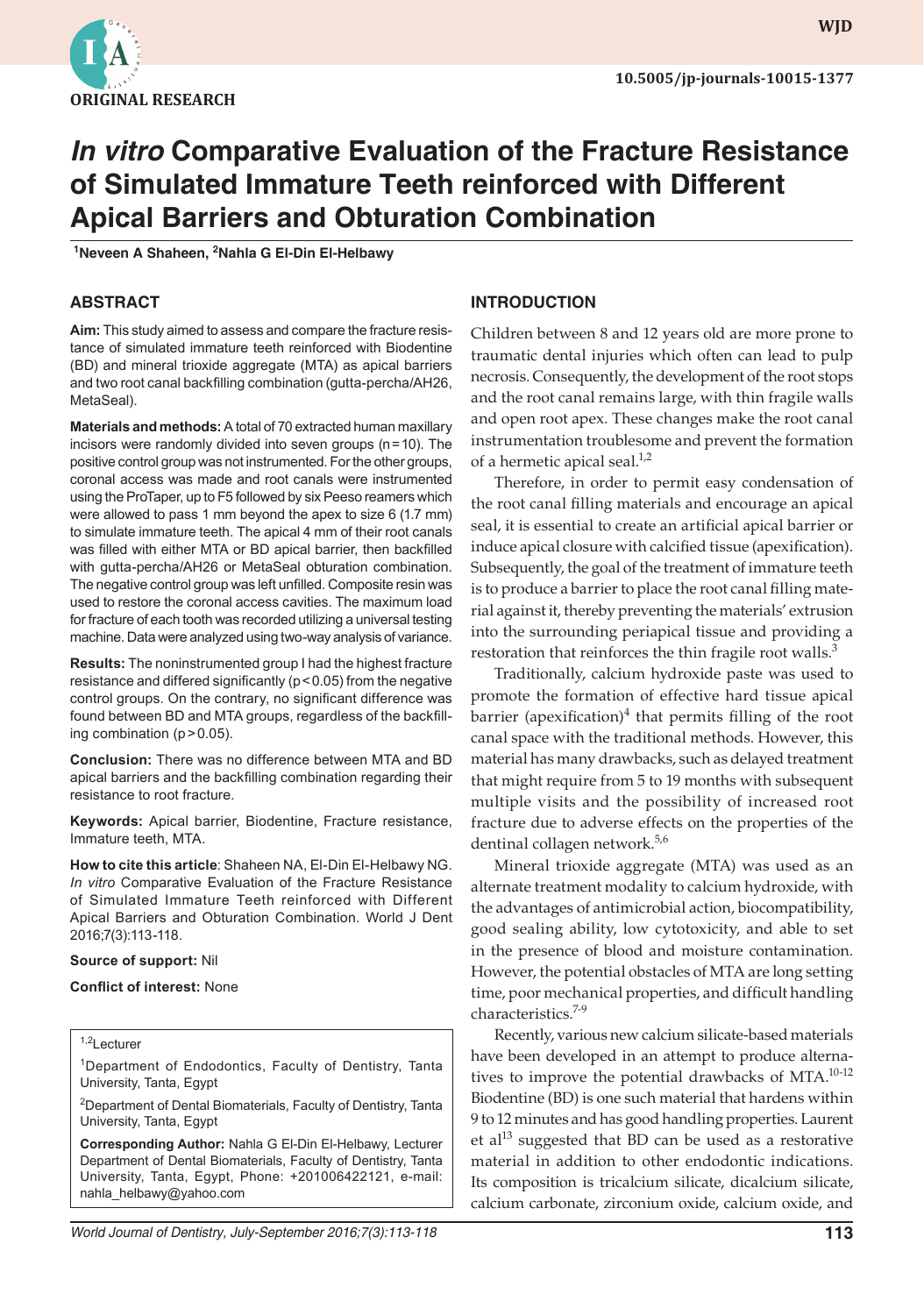ORIGINAL RESEARCH

10.5005/jp-journals-10015-1377

# *In vitro* Comparative Evaluation of the Fracture Resistance of Simulated Immature Teeth reinforced with Different Apical Barriers and Obturation Combination

[1]Neveen A Shaheen, [2]Nahla G El-Din El-Helbawy

## ABSTRACT

**Aim:** This study aimed to assess and compare the fracture resistance of simulated immature teeth reinforced with Biodentine (BD) and mineral trioxide aggregate (MTA) as apical barriers and two root canal backfilling combination (gutta-percha/AH26, MetaSeal).

**Materials and methods:** A total of 70 extracted human maxillary incisors were randomly divided into seven groups (n = 10). The positive control group was not instrumented. For the other groups, coronal access was made and root canals were instrumented using the ProTaper, up to F5 followed by six Peeso reamers which were allowed to pass 1 mm beyond the apex to size 6 (1.7 mm) to simulate immature teeth. The apical 4 mm of their root canals was filled with either MTA or BD apical barrier, then backfilled with gutta-percha/AH26 or MetaSeal obturation combination. The negative control group was left unfilled. Composite resin was used to restore the coronal access cavities. The maximum load for fracture of each tooth was recorded utilizing a universal testing machine. Data were analyzed using two-way analysis of variance.

**Results:** The noninstrumented group I had the highest fracture resistance and differed significantly ($p < 0.05$) from the negative control groups. On the contrary, no significant difference was found between BD and MTA groups, regardless of the backfilling combination ($p > 0.05$).

**Conclusion:** There was no difference between MTA and BD apical barriers and the backfilling combination regarding their resistance to root fracture.

**Keywords:** Apical barrier, Biodentine, Fracture resistance, Immature teeth, MTA.

**How to cite this article**: Shaheen NA, El-Din El-Helbawy NG. *In vitro* Comparative Evaluation of the Fracture Resistance of Simulated Immature Teeth reinforced with Different Apical Barriers and Obturation Combination. World J Dent 2016;7(3):113-118.

**Source of support:** Nil

**Conflict of interest:** None

[1,2]Lecturer

[1]Department of Endodontics, Faculty of Dentistry, Tanta University, Tanta, Egypt

[2]Department of Dental Biomaterials, Faculty of Dentistry, Tanta University, Tanta, Egypt

**Corresponding Author:** Nahla G El-Din El-Helbawy, Lecturer Department of Dental Biomaterials, Faculty of Dentistry, Tanta University, Tanta, Egypt, Phone: +201006422121, e-mail: nahla_helbawy@yahoo.com

## INTRODUCTION

Children between 8 and 12 years old are more prone to traumatic dental injuries which often can lead to pulp necrosis. Consequently, the development of the root stops and the root canal remains large, with thin fragile walls and open root apex. These changes make the root canal instrumentation troublesome and prevent the formation of a hermetic apical seal.[1,2]

Therefore, in order to permit easy condensation of the root canal filling materials and encourage an apical seal, it is essential to create an artificial apical barrier or induce apical closure with calcified tissue (apexification). Subsequently, the goal of the treatment of immature teeth is to produce a barrier to place the root canal filling material against it, thereby preventing the materials' extrusion into the surrounding periapical tissue and providing a restoration that reinforces the thin fragile root walls.[3]

Traditionally, calcium hydroxide paste was used to promote the formation of effective hard tissue apical barrier (apexification)[4] that permits filling of the root canal space with the traditional methods. However, this material has many drawbacks, such as delayed treatment that might require from 5 to 19 months with subsequent multiple visits and the possibility of increased root fracture due to adverse effects on the properties of the dentinal collagen network.[5,6]

Mineral trioxide aggregate (MTA) was used as an alternate treatment modality to calcium hydroxide, with the advantages of antimicrobial action, biocompatibility, good sealing ability, low cytotoxicity, and able to set in the presence of blood and moisture contamination. However, the potential obstacles of MTA are long setting time, poor mechanical properties, and difficult handling characteristics.[7-9]

Recently, various new calcium silicate-based materials have been developed in an attempt to produce alternatives to improve the potential drawbacks of MTA.[10-12] Biodentine (BD) is one such material that hardens within 9 to 12 minutes and has good handling properties. Laurent et al[13] suggested that BD can be used as a restorative material in addition to other endodontic indications. Its composition is tricalcium silicate, dicalcium silicate, calcium carbonate, zirconium oxide, calcium oxide, and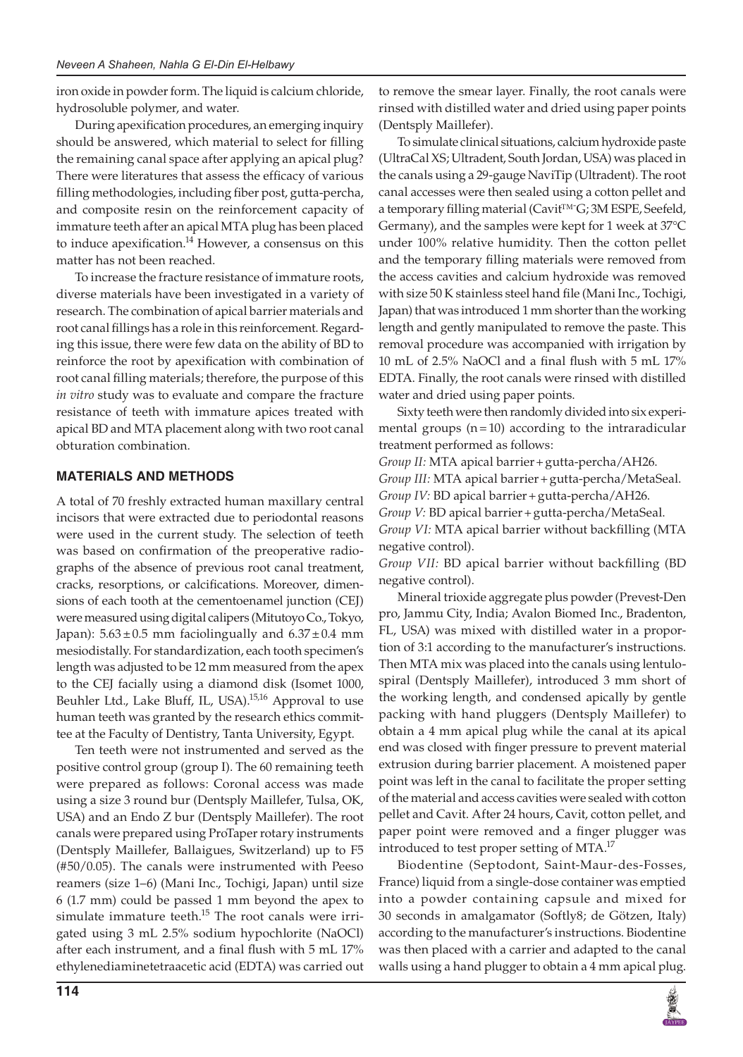iron oxide in powder form. The liquid is calcium chloride, hydrosoluble polymer, and water.

During apexification procedures, an emerging inquiry should be answered, which material to select for filling the remaining canal space after applying an apical plug? There were literatures that assess the efficacy of various filling methodologies, including fiber post, gutta-percha, and composite resin on the reinforcement capacity of immature teeth after an apical MTA plug has been placed to induce apexification.[14] However, a consensus on this matter has not been reached.

To increase the fracture resistance of immature roots, diverse materials have been investigated in a variety of research. The combination of apical barrier materials and root canal fillings has a role in this reinforcement. Regarding this issue, there were few data on the ability of BD to reinforce the root by apexification with combination of root canal filling materials; therefore, the purpose of this *in vitro* study was to evaluate and compare the fracture resistance of teeth with immature apices treated with apical BD and MTA placement along with two root canal obturation combination.

## MATERIALS AND METHODS

A total of 70 freshly extracted human maxillary central incisors that were extracted due to periodontal reasons were used in the current study. The selection of teeth was based on confirmation of the preoperative radiographs of the absence of previous root canal treatment, cracks, resorptions, or calcifications. Moreover, dimensions of each tooth at the cementoenamel junction (CEJ) were measured using digital calipers (Mitutoyo Co., Tokyo, Japan): $5.63 \pm 0.5$ mm faciolingually and $6.37 \pm 0.4$ mm mesiodistally. For standardization, each tooth specimen's length was adjusted to be 12 mm measured from the apex to the CEJ facially using a diamond disk (Isomet 1000, Beuhler Ltd., Lake Bluff, IL, USA).[15,16] Approval to use human teeth was granted by the research ethics committee at the Faculty of Dentistry, Tanta University, Egypt.

Ten teeth were not instrumented and served as the positive control group (group I). The 60 remaining teeth were prepared as follows: Coronal access was made using a size 3 round bur (Dentsply Maillefer, Tulsa, OK, USA) and an Endo Z bur (Dentsply Maillefer). The root canals were prepared using ProTaper rotary instruments (Dentsply Maillefer, Ballaigues, Switzerland) up to F5 (#50/0.05). The canals were instrumented with Peeso reamers (size 1–6) (Mani Inc., Tochigi, Japan) until size 6 (1.7 mm) could be passed 1 mm beyond the apex to simulate immature teeth.[15] The root canals were irrigated using 3 mL 2.5% sodium hypochlorite (NaOCl) after each instrument, and a final flush with 5 mL 17% ethylenediaminetetraacetic acid (EDTA) was carried out to remove the smear layer. Finally, the root canals were rinsed with distilled water and dried using paper points (Dentsply Maillefer).

To simulate clinical situations, calcium hydroxide paste (UltraCal XS; Ultradent, South Jordan, USA) was placed in the canals using a 29-gauge NaviTip (Ultradent). The root canal accesses were then sealed using a cotton pellet and a temporary filling material (Cavit™ G; 3M ESPE, Seefeld, Germany), and the samples were kept for 1 week at 37°C under 100% relative humidity. Then the cotton pellet and the temporary filling materials were removed from the access cavities and calcium hydroxide was removed with size 50 K stainless steel hand file (Mani Inc., Tochigi, Japan) that was introduced 1 mm shorter than the working length and gently manipulated to remove the paste. This removal procedure was accompanied with irrigation by 10 mL of 2.5% NaOCl and a final flush with 5 mL 17% EDTA. Finally, the root canals were rinsed with distilled water and dried using paper points.

Sixty teeth were then randomly divided into six experimental groups ($n = 10$) according to the intraradicular treatment performed as follows:

*Group II:* MTA apical barrier + gutta-percha/AH26.
*Group III:* MTA apical barrier + gutta-percha/MetaSeal.
*Group IV:* BD apical barrier + gutta-percha/AH26.
*Group V:* BD apical barrier + gutta-percha/MetaSeal.
*Group VI:* MTA apical barrier without backfilling (MTA negative control).
*Group VII:* BD apical barrier without backfilling (BD negative control).

Mineral trioxide aggregate plus powder (Prevest-Den pro, Jammu City, India; Avalon Biomed Inc., Bradenton, FL, USA) was mixed with distilled water in a proportion of 3:1 according to the manufacturer's instructions. Then MTA mix was placed into the canals using lentulospiral (Dentsply Maillefer), introduced 3 mm short of the working length, and condensed apically by gentle packing with hand pluggers (Dentsply Maillefer) to obtain a 4 mm apical plug while the canal at its apical end was closed with finger pressure to prevent material extrusion during barrier placement. A moistened paper point was left in the canal to facilitate the proper setting of the material and access cavities were sealed with cotton pellet and Cavit. After 24 hours, Cavit, cotton pellet, and paper point were removed and a finger plugger was introduced to test proper setting of MTA.[17]

Biodentine (Septodont, Saint-Maur-des-Fosses, France) liquid from a single-dose container was emptied into a powder containing capsule and mixed for 30 seconds in amalgamator (Softly8; de Götzen, Italy) according to the manufacturer's instructions. Biodentine was then placed with a carrier and adapted to the canal walls using a hand plugger to obtain a 4 mm apical plug.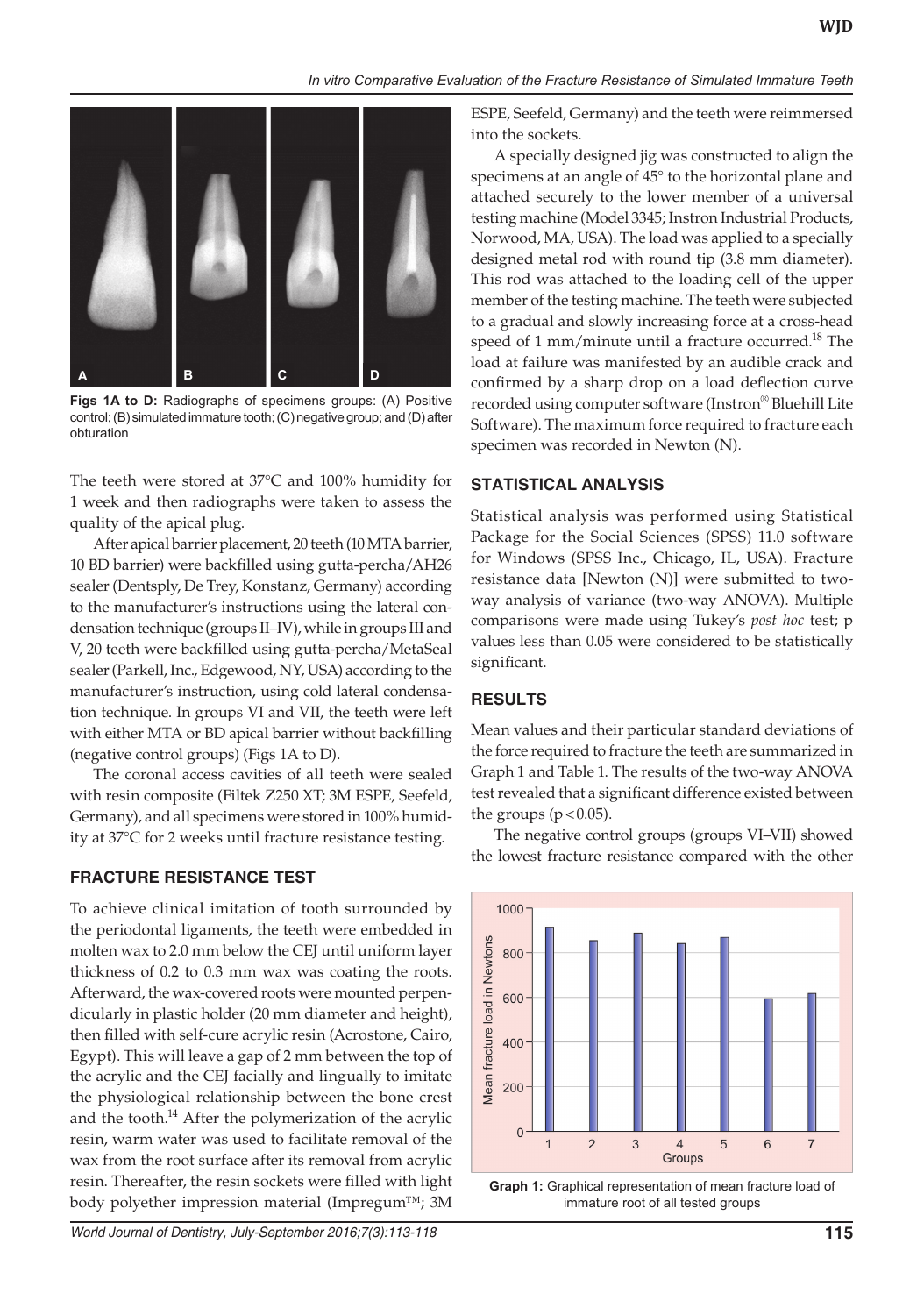Figs 1A to D: Radiographs of specimens groups: (A) Positive control; (B) simulated immature tooth; (C) negative group; and (D) after obturation

The teeth were stored at 37°C and 100% humidity for 1 week and then radiographs were taken to assess the quality of the apical plug.

After apical barrier placement, 20 teeth (10 MTA barrier, 10 BD barrier) were backfilled using gutta-percha/AH26 sealer (Dentsply, De Trey, Konstanz, Germany) according to the manufacturer's instructions using the lateral condensation technique (groups II–IV), while in groups III and V, 20 teeth were backfilled using gutta-percha/MetaSeal sealer (Parkell, Inc., Edgewood, NY, USA) according to the manufacturer's instruction, using cold lateral condensation technique. In groups VI and VII, the teeth were left with either MTA or BD apical barrier without backfilling (negative control groups) (Figs 1A to D).

The coronal access cavities of all teeth were sealed with resin composite (Filtek Z250 XT; 3M ESPE, Seefeld, Germany), and all specimens were stored in 100% humidity at 37°C for 2 weeks until fracture resistance testing.

### FRACTURE RESISTANCE TEST

To achieve clinical imitation of tooth surrounded by the periodontal ligaments, the teeth were embedded in molten wax to 2.0 mm below the CEJ until uniform layer thickness of 0.2 to 0.3 mm wax was coating the roots. Afterward, the wax-covered roots were mounted perpendicularly in plastic holder (20 mm diameter and height), then filled with self-cure acrylic resin (Acrostone, Cairo, Egypt). This will leave a gap of 2 mm between the top of the acrylic and the CEJ facially and lingually to imitate the physiological relationship between the bone crest and the tooth.[14] After the polymerization of the acrylic resin, warm water was used to facilitate removal of the wax from the root surface after its removal from acrylic resin. Thereafter, the resin sockets were filled with light body polyether impression material (Impregum™; 3M ESPE, Seefeld, Germany) and the teeth were reimmersed into the sockets.

A specially designed jig was constructed to align the specimens at an angle of 45° to the horizontal plane and attached securely to the lower member of a universal testing machine (Model 3345; Instron Industrial Products, Norwood, MA, USA). The load was applied to a specially designed metal rod with round tip (3.8 mm diameter). This rod was attached to the loading cell of the upper member of the testing machine. The teeth were subjected to a gradual and slowly increasing force at a cross-head speed of 1 mm/minute until a fracture occurred.[18] The load at failure was manifested by an audible crack and confirmed by a sharp drop on a load deflection curve recorded using computer software (Instron® Bluehill Lite Software). The maximum force required to fracture each specimen was recorded in Newton (N).

## STATISTICAL ANALYSIS

Statistical analysis was performed using Statistical Package for the Social Sciences (SPSS) 11.0 software for Windows (SPSS Inc., Chicago, IL, USA). Fracture resistance data [Newton (N)] were submitted to two-way analysis of variance (two-way ANOVA). Multiple comparisons were made using Tukey's *post hoc* test; p values less than 0.05 were considered to be statistically significant.

## RESULTS

Mean values and their particular standard deviations of the force required to fracture the teeth are summarized in Graph 1 and Table 1. The results of the two-way ANOVA test revealed that a significant difference existed between the groups ($p < 0.05$).

The negative control groups (groups VI–VII) showed the lowest fracture resistance compared with the other

Graph 1: Graphical representation of mean fracture load of immature root of all tested groups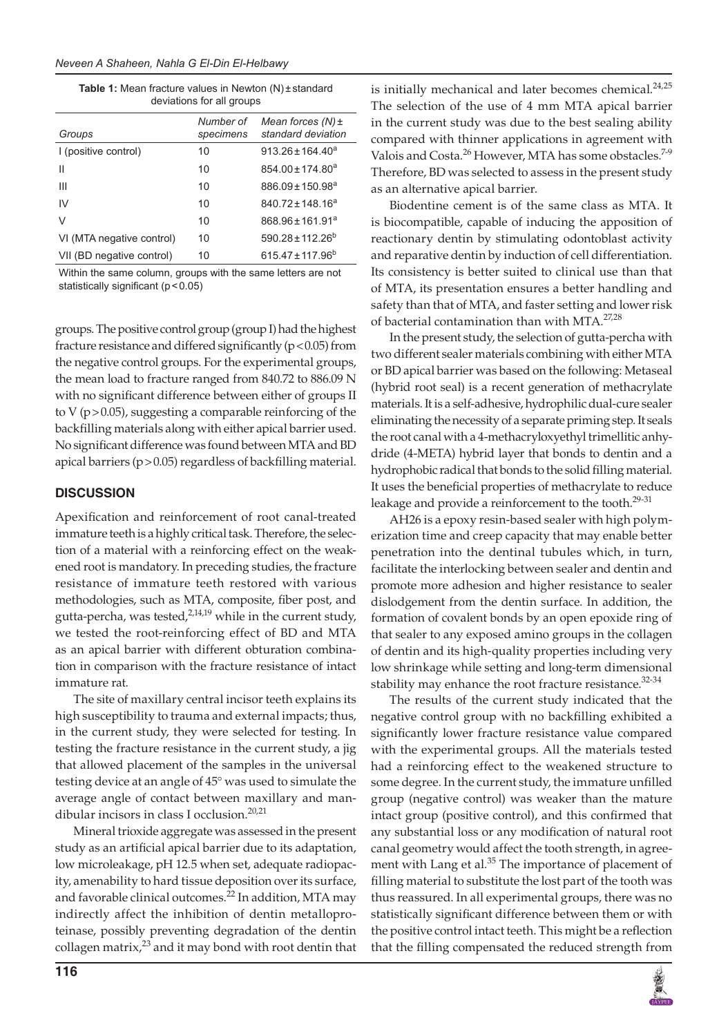**Table 1:** Mean fracture values in Newton (N) ± standard deviations for all groups

| Groups | Number of specimens | Mean forces (N) ± standard deviation |
|---|---|---|
| I (positive control) | 10 | 913.26 ± 164.40[a] |
| II | 10 | 854.00 ± 174.80[a] |
| III | 10 | 886.09 ± 150.98[a] |
| IV | 10 | 840.72 ± 148.16[a] |
| V | 10 | 868.96 ± 161.91[a] |
| VI (MTA negative control) | 10 | 590.28 ± 112.26[b] |
| VII (BD negative control) | 10 | 615.47 ± 117.96[b] |

Within the same column, groups with the same letters are not statistically significant ($p < 0.05$)

groups. The positive control group (group I) had the highest fracture resistance and differed significantly ($p < 0.05$) from the negative control groups. For the experimental groups, the mean load to fracture ranged from 840.72 to 886.09 N with no significant difference between either of groups II to V ($p > 0.05$), suggesting a comparable reinforcing of the backfilling materials along with either apical barrier used. No significant difference was found between MTA and BD apical barriers ($p > 0.05$) regardless of backfilling material.

## DISCUSSION

Apexification and reinforcement of root canal-treated immature teeth is a highly critical task. Therefore, the selection of a material with a reinforcing effect on the weakened root is mandatory. In preceding studies, the fracture resistance of immature teeth restored with various methodologies, such as MTA, composite, fiber post, and gutta-percha, was tested,[2,14,19] while in the current study, we tested the root-reinforcing effect of BD and MTA as an apical barrier with different obturation combination in comparison with the fracture resistance of intact immature rat.

The site of maxillary central incisor teeth explains its high susceptibility to trauma and external impacts; thus, in the current study, they were selected for testing. In testing the fracture resistance in the current study, a jig that allowed placement of the samples in the universal testing device at an angle of 45° was used to simulate the average angle of contact between maxillary and mandibular incisors in class I occlusion.[20,21]

Mineral trioxide aggregate was assessed in the present study as an artificial apical barrier due to its adaptation, low microleakage, pH 12.5 when set, adequate radiopacity, amenability to hard tissue deposition over its surface, and favorable clinical outcomes.[22] In addition, MTA may indirectly affect the inhibition of dentin metalloproteinase, possibly preventing degradation of the dentin collagen matrix,[23] and it may bond with root dentin that is initially mechanical and later becomes chemical.[24,25] The selection of the use of 4 mm MTA apical barrier in the current study was due to the best sealing ability compared with thinner applications in agreement with Valois and Costa.[26] However, MTA has some obstacles.[7-9] Therefore, BD was selected to assess in the present study as an alternative apical barrier.

Biodentine cement is of the same class as MTA. It is biocompatible, capable of inducing the apposition of reactionary dentin by stimulating odontoblast activity and reparative dentin by induction of cell differentiation. Its consistency is better suited to clinical use than that of MTA, its presentation ensures a better handling and safety than that of MTA, and faster setting and lower risk of bacterial contamination than with MTA.[27,28]

In the present study, the selection of gutta-percha with two different sealer materials combining with either MTA or BD apical barrier was based on the following: Metaseal (hybrid root seal) is a recent generation of methacrylate materials. It is a self-adhesive, hydrophilic dual-cure sealer eliminating the necessity of a separate priming step. It seals the root canal with a 4-methacryloxyethyl trimellitic anhydride (4-META) hybrid layer that bonds to dentin and a hydrophobic radical that bonds to the solid filling material. It uses the beneficial properties of methacrylate to reduce leakage and provide a reinforcement to the tooth.[29-31]

AH26 is a epoxy resin-based sealer with high polymerization time and creep capacity that may enable better penetration into the dentinal tubules which, in turn, facilitate the interlocking between sealer and dentin and promote more adhesion and higher resistance to sealer dislodgement from the dentin surface. In addition, the formation of covalent bonds by an open epoxide ring of that sealer to any exposed amino groups in the collagen of dentin and its high-quality properties including very low shrinkage while setting and long-term dimensional stability may enhance the root fracture resistance.[32-34]

The results of the current study indicated that the negative control group with no backfilling exhibited a significantly lower fracture resistance value compared with the experimental groups. All the materials tested had a reinforcing effect to the weakened structure to some degree. In the current study, the immature unfilled group (negative control) was weaker than the mature intact group (positive control), and this confirmed that any substantial loss or any modification of natural root canal geometry would affect the tooth strength, in agreement with Lang et al.[35] The importance of placement of filling material to substitute the lost part of the tooth was thus reassured. In all experimental groups, there was no statistically significant difference between them or with the positive control intact teeth. This might be a reflection that the filling compensated the reduced strength from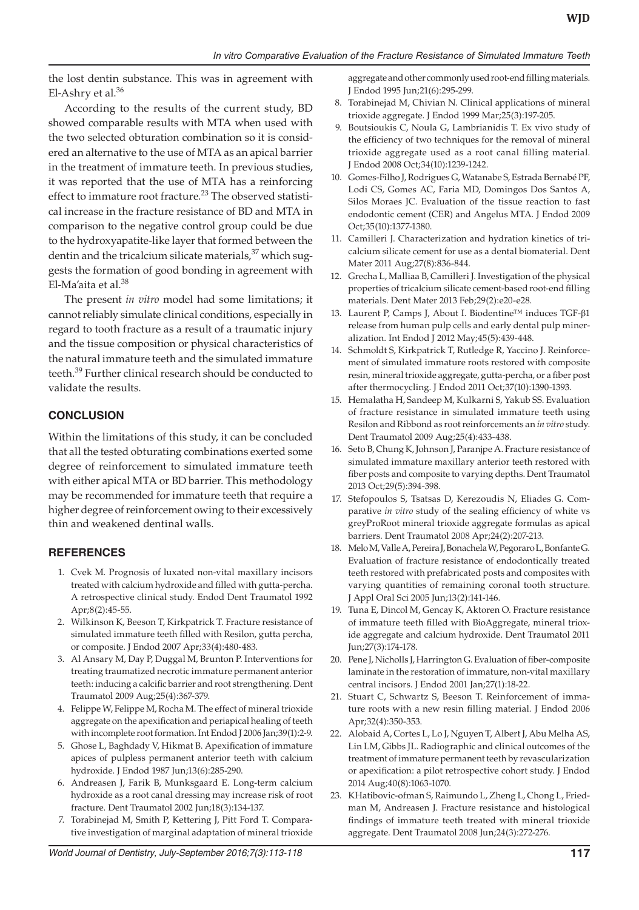the lost dentin substance. This was in agreement with El-Ashry et al.[36]

According to the results of the current study, BD showed comparable results with MTA when used with the two selected obturation combination so it is considered an alternative to the use of MTA as an apical barrier in the treatment of immature teeth. In previous studies, it was reported that the use of MTA has a reinforcing effect to immature root fracture.[23] The observed statistical increase in the fracture resistance of BD and MTA in comparison to the negative control group could be due to the hydroxyapatite-like layer that formed between the dentin and the tricalcium silicate materials,[37] which suggests the formation of good bonding in agreement with El-Ma'aita et al.[38]

The present *in vitro* model had some limitations; it cannot reliably simulate clinical conditions, especially in regard to tooth fracture as a result of a traumatic injury and the tissue composition or physical characteristics of the natural immature teeth and the simulated immature teeth.[39] Further clinical research should be conducted to validate the results.

## CONCLUSION

Within the limitations of this study, it can be concluded that all the tested obturating combinations exerted some degree of reinforcement to simulated immature teeth with either apical MTA or BD barrier. This methodology may be recommended for immature teeth that require a higher degree of reinforcement owing to their excessively thin and weakened dentinal walls.

## REFERENCES

1. Cvek M. Prognosis of luxated non-vital maxillary incisors treated with calcium hydroxide and filled with gutta-percha. A retrospective clinical study. Endod Dent Traumatol 1992 Apr;8(2):45-55.
2. Wilkinson K, Beeson T, Kirkpatrick T. Fracture resistance of simulated immature teeth filled with Resilon, gutta percha, or composite. J Endod 2007 Apr;33(4):480-483.
3. Al Ansary M, Day P, Duggal M, Brunton P. Interventions for treating traumatized necrotic immature permanent anterior teeth: inducing a calcific barrier and root strengthening. Dent Traumatol 2009 Aug;25(4):367-379.
4. Felippe W, Felippe M, Rocha M. The effect of mineral trioxide aggregate on the apexification and periapical healing of teeth with incomplete root formation. Int Endod J 2006 Jan;39(1):2-9.
5. Ghose L, Baghdady V, Hikmat B. Apexification of immature apices of pulpless permanent anterior teeth with calcium hydroxide. J Endod 1987 Jun;13(6):285-290.
6. Andreasen J, Farik B, Munksgaard E. Long-term calcium hydroxide as a root canal dressing may increase risk of root fracture. Dent Traumatol 2002 Jun;18(3):134-137.
7. Torabinejad M, Smith P, Kettering J, Pitt Ford T. Comparative investigation of marginal adaptation of mineral trioxide aggregate and other commonly used root-end filling materials. J Endod 1995 Jun;21(6):295-299.
8. Torabinejad M, Chivian N. Clinical applications of mineral trioxide aggregate. J Endod 1999 Mar;25(3):197-205.
9. Boutsioukis C, Noula G, Lambrianidis T. Ex vivo study of the efficiency of two techniques for the removal of mineral trioxide aggregate used as a root canal filling material. J Endod 2008 Oct;34(10):1239-1242.
10. Gomes-Filho J, Rodrigues G, Watanabe S, Estrada Bernabé PF, Lodi CS, Gomes AC, Faria MD, Domingos Dos Santos A, Silos Moraes JC. Evaluation of the tissue reaction to fast endodontic cement (CER) and Angelus MTA. J Endod 2009 Oct;35(10):1377-1380.
11. Camilleri J. Characterization and hydration kinetics of tricalcium silicate cement for use as a dental biomaterial. Dent Mater 2011 Aug;27(8):836-844.
12. Grecha L, Malliaa B, Camilleri J. Investigation of the physical properties of tricalcium silicate cement-based root-end filling materials. Dent Mater 2013 Feb;29(2):e20-e28.
13. Laurent P, Camps J, About I. Biodentine™ induces TGF-β1 release from human pulp cells and early dental pulp mineralization. Int Endod J 2012 May;45(5):439-448.
14. Schmoldt S, Kirkpatrick T, Rutledge R, Yaccino J. Reinforcement of simulated immature roots restored with composite resin, mineral trioxide aggregate, gutta-percha, or a fiber post after thermocycling. J Endod 2011 Oct;37(10):1390-1393.
15. Hemalatha H, Sandeep M, Kulkarni S, Yakub SS. Evaluation of fracture resistance in simulated immature teeth using Resilon and Ribbond as root reinforcements an *in vitro* study. Dent Traumatol 2009 Aug;25(4):433-438.
16. Seto B, Chung K, Johnson J, Paranjpe A. Fracture resistance of simulated immature maxillary anterior teeth restored with fiber posts and composite to varying depths. Dent Traumatol 2013 Oct;29(5):394-398.
17. Stefopoulos S, Tsatsas D, Kerezoudis N, Eliades G. Comparative *in vitro* study of the sealing efficiency of white vs greyProRoot mineral trioxide aggregate formulas as apical barriers. Dent Traumatol 2008 Apr;24(2):207-213.
18. Melo M, Valle A, Pereira J, Bonachela W, Pegoraro L, Bonfante G. Evaluation of fracture resistance of endodontically treated teeth restored with prefabricated posts and composites with varying quantities of remaining coronal tooth structure. J Appl Oral Sci 2005 Jun;13(2):141-146.
19. Tuna E, Dincol M, Gencay K, Aktoren O. Fracture resistance of immature teeth filled with BioAggregate, mineral trioxide aggregate and calcium hydroxide. Dent Traumatol 2011 Jun;27(3):174-178.
20. Pene J, Nicholls J, Harrington G. Evaluation of fiber-composite laminate in the restoration of immature, non-vital maxillary central incisors. J Endod 2001 Jan;27(1):18-22.
21. Stuart C, Schwartz S, Beeson T. Reinforcement of immature roots with a new resin filling material. J Endod 2006 Apr;32(4):350-353.
22. Alobaid A, Cortes L, Lo J, Nguyen T, Albert J, Abu Melha AS, Lin LM, Gibbs JL. Radiographic and clinical outcomes of the treatment of immature permanent teeth by revascularization or apexification: a pilot retrospective cohort study. J Endod 2014 Aug;40(8):1063-1070.
23. KHatibovic-ofman S, Raimundo L, Zheng L, Chong L, Friedman M, Andreasen J. Fracture resistance and histological findings of immature teeth treated with mineral trioxide aggregate. Dent Traumatol 2008 Jun;24(3):272-276.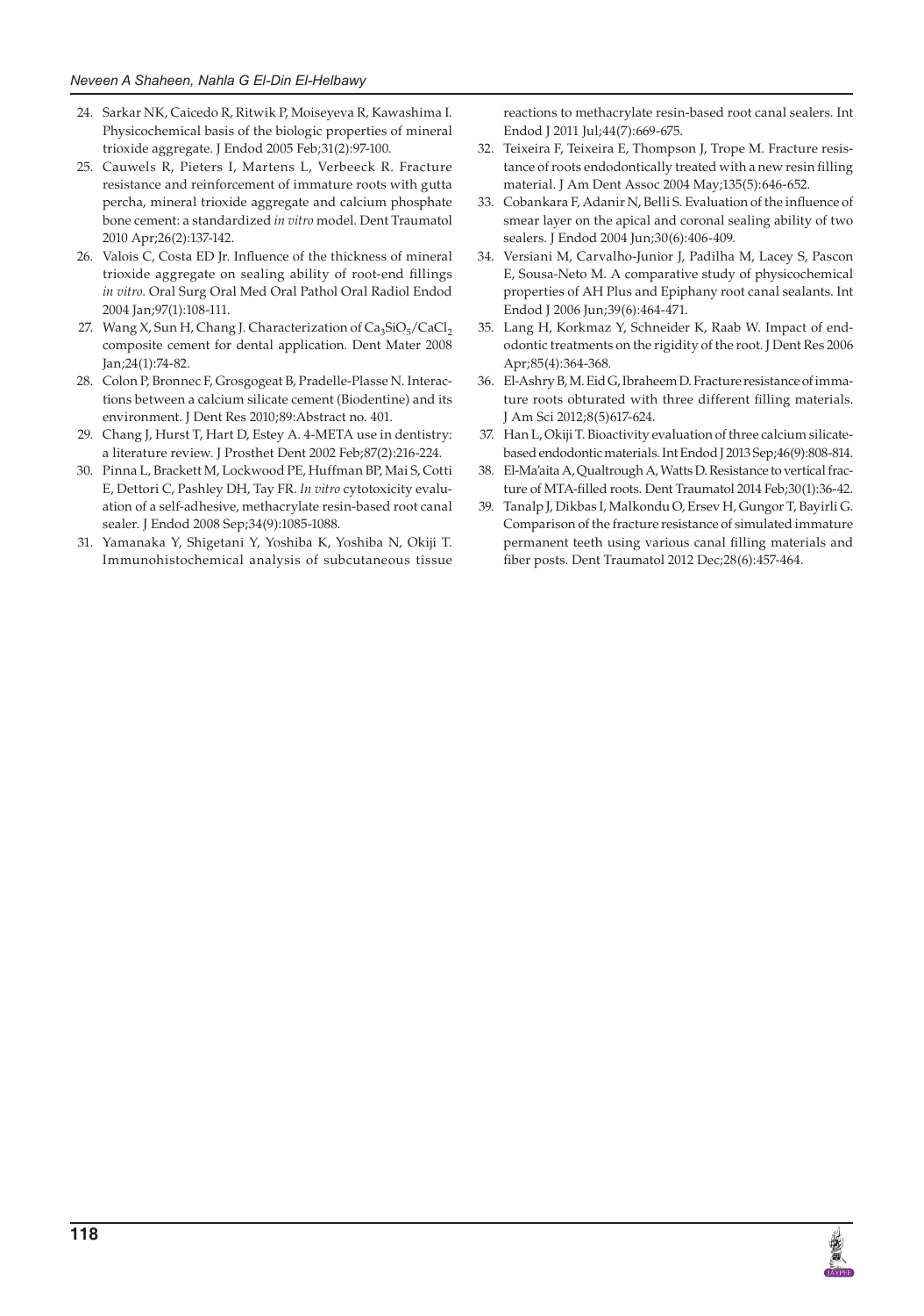24. Sarkar NK, Caicedo R, Ritwik P, Moiseyeva R, Kawashima I. Physicochemical basis of the biologic properties of mineral trioxide aggregate. J Endod 2005 Feb;31(2):97-100.
25. Cauwels R, Pieters I, Martens L, Verbeeck R. Fracture resistance and reinforcement of immature roots with gutta percha, mineral trioxide aggregate and calcium phosphate bone cement: a standardized *in vitro* model. Dent Traumatol 2010 Apr;26(2):137-142.
26. Valois C, Costa ED Jr. Influence of the thickness of mineral trioxide aggregate on sealing ability of root-end fillings *in vitro*. Oral Surg Oral Med Oral Pathol Oral Radiol Endod 2004 Jan;97(1):108-111.
27. Wang X, Sun H, Chang J. Characterization of $Ca_3SiO_5/CaCl_2$ composite cement for dental application. Dent Mater 2008 Jan;24(1):74-82.
28. Colon P, Bronnec F, Grosgogeat B, Pradelle-Plasse N. Interactions between a calcium silicate cement (Biodentine) and its environment. J Dent Res 2010;89:Abstract no. 401.
29. Chang J, Hurst T, Hart D, Estey A. 4-META use in dentistry: a literature review. J Prosthet Dent 2002 Feb;87(2):216-224.
30. Pinna L, Brackett M, Lockwood PE, Huffman BP, Mai S, Cotti E, Dettori C, Pashley DH, Tay FR. *In vitro* cytotoxicity evaluation of a self-adhesive, methacrylate resin-based root canal sealer. J Endod 2008 Sep;34(9):1085-1088.
31. Yamanaka Y, Shigetani Y, Yoshiba K, Yoshiba N, Okiji T. Immunohistochemical analysis of subcutaneous tissue reactions to methacrylate resin-based root canal sealers. Int Endod J 2011 Jul;44(7):669-675.
32. Teixeira F, Teixeira E, Thompson J, Trope M. Fracture resistance of roots endodontically treated with a new resin filling material. J Am Dent Assoc 2004 May;135(5):646-652.
33. Cobankara F, Adanir N, Belli S. Evaluation of the influence of smear layer on the apical and coronal sealing ability of two sealers. J Endod 2004 Jun;30(6):406-409.
34. Versiani M, Carvalho-Junior J, Padilha M, Lacey S, Pascon E, Sousa-Neto M. A comparative study of physicochemical properties of AH Plus and Epiphany root canal sealants. Int Endod J 2006 Jun;39(6):464-471.
35. Lang H, Korkmaz Y, Schneider K, Raab W. Impact of endodontic treatments on the rigidity of the root. J Dent Res 2006 Apr;85(4):364-368.
36. El-Ashry B, M. Eid G, Ibraheem D. Fracture resistance of immature roots obturated with three different filling materials. J Am Sci 2012;8(5)617-624.
37. Han L, Okiji T. Bioactivity evaluation of three calcium silicate-based endodontic materials. Int Endod J 2013 Sep;46(9):808-814.
38. El-Ma'aita A, Qualtrough A, Watts D. Resistance to vertical fracture of MTA-filled roots. Dent Traumatol 2014 Feb;30(1):36-42.
39. Tanalp J, Dikbas I, Malkondu O, Ersev H, Gungor T, Bayirli G. Comparison of the fracture resistance of simulated immature permanent teeth using various canal filling materials and fiber posts. Dent Traumatol 2012 Dec;28(6):457-464.